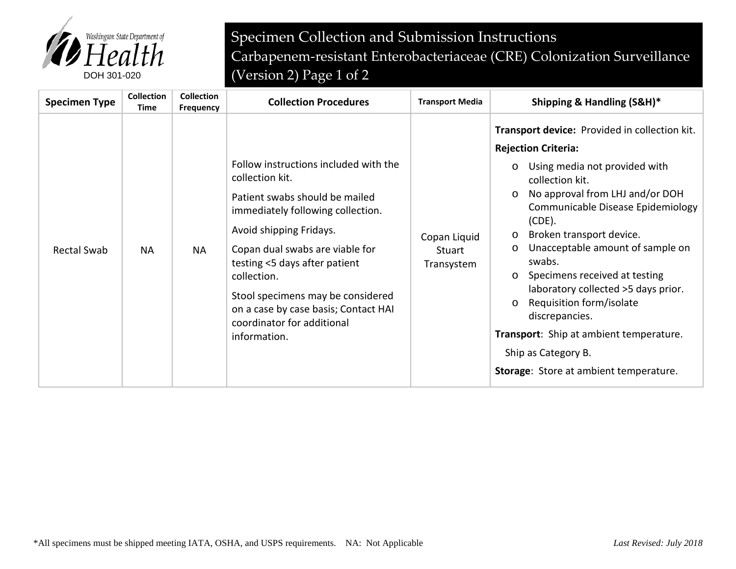Washington State Department of Health
DOH 301-020

# Specimen Collection and Submission Instructions

## Carbapenem-resistant Enterobacteriaceae (CRE) Colonization Surveillance (Version 2)

| Specimen Type | Collection Time | Collection Frequency | Collection Procedures | Transport Media | Shipping & Handling (S&H)* |
|---|---|---|---|---|---|
| Rectal Swab | NA | NA | Follow instructions included with the collection kit.<br><br>Patient swabs should be mailed immediately following collection.<br><br>Avoid shipping Fridays.<br><br>Copan dual swabs are viable for testing <5 days after patient collection.<br><br>Stool specimens may be considered on a case by case basis; Contact HAI coordinator for additional information. | Copan Liquid Stuart Transystem | **Transport device:** Provided in collection kit.<br><br>**Rejection Criteria:**<br>o Using media not provided with collection kit.<br>o No approval from LHJ and/or DOH Communicable Disease Epidemiology (CDE).<br>o Broken transport device.<br>o Unacceptable amount of sample on swabs.<br>o Specimens received at testing laboratory collected >5 days prior.<br>o Requisition form/isolate discrepancies.<br><br>**Transport**: Ship at ambient temperature.<br>Ship as Category B.<br><br>**Storage**: Store at ambient temperature. |

*All specimens must be shipped meeting IATA, OSHA, and USPS requirements. NA: Not Applicable

*Last Revised: July 2018*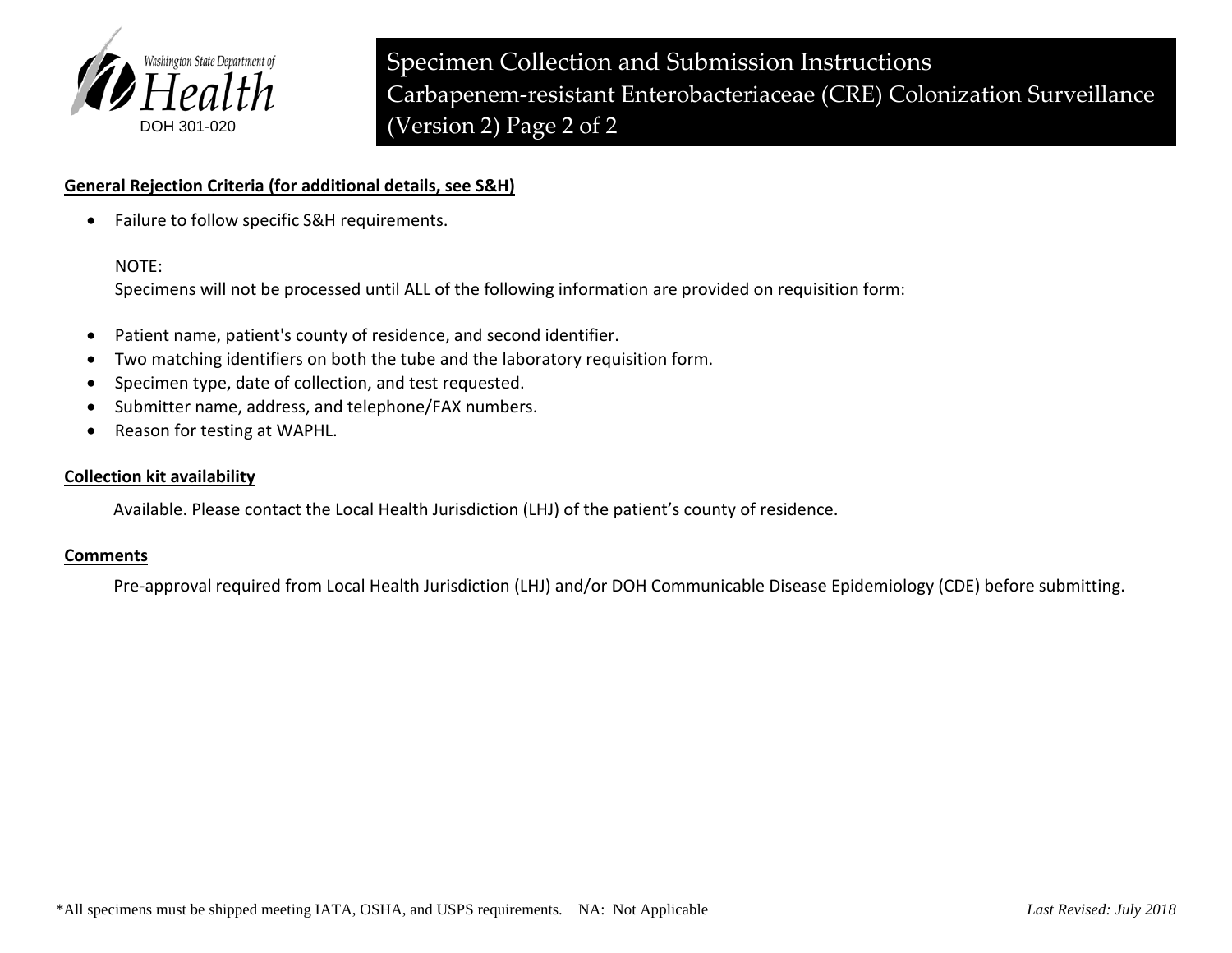**General Rejection Criteria (for additional details, see S&H)**

- Failure to follow specific S&H requirements.

NOTE:
Specimens will not be processed until ALL of the following information are provided on requisition form:

- Patient name, patient's county of residence, and second identifier.
- Two matching identifiers on both the tube and the laboratory requisition form.
- Specimen type, date of collection, and test requested.
- Submitter name, address, and telephone/FAX numbers.
- Reason for testing at WAPHL.

**Collection kit availability**

Available. Please contact the Local Health Jurisdiction (LHJ) of the patient's county of residence.

**Comments**

Pre-approval required from Local Health Jurisdiction (LHJ) and/or DOH Communicable Disease Epidemiology (CDE) before submitting.

*All specimens must be shipped meeting IATA, OSHA, and USPS requirements. NA: Not Applicable